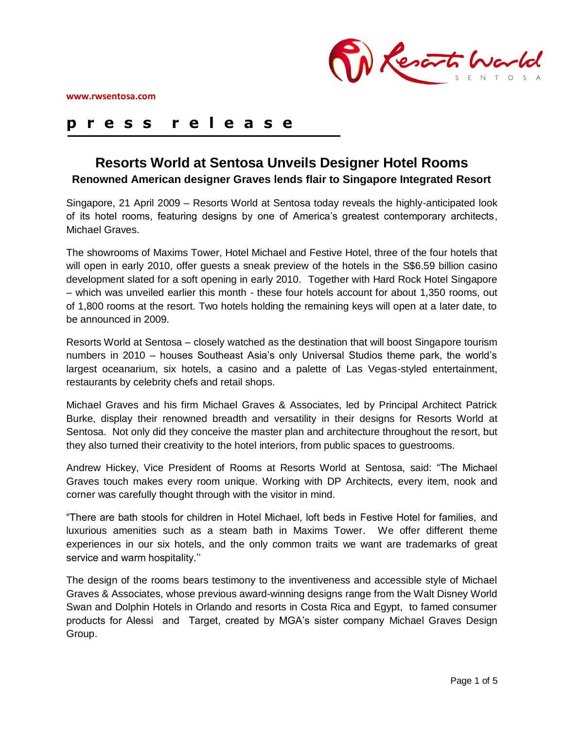www.rwsentosa.com

**p r e s s   r e l e a s e**

# Resorts World at Sentosa Unveils Designer Hotel Rooms

## Renowned American designer Graves lends flair to Singapore Integrated Resort

Singapore, 21 April 2009 – Resorts World at Sentosa today reveals the highly-anticipated look of its hotel rooms, featuring designs by one of America's greatest contemporary architects, Michael Graves.

The showrooms of Maxims Tower, Hotel Michael and Festive Hotel, three of the four hotels that will open in early 2010, offer guests a sneak preview of the hotels in the S$6.59 billion casino development slated for a soft opening in early 2010. Together with Hard Rock Hotel Singapore – which was unveiled earlier this month - these four hotels account for about 1,350 rooms, out of 1,800 rooms at the resort. Two hotels holding the remaining keys will open at a later date, to be announced in 2009.

Resorts World at Sentosa – closely watched as the destination that will boost Singapore tourism numbers in 2010 – houses Southeast Asia's only Universal Studios theme park, the world's largest oceanarium, six hotels, a casino and a palette of Las Vegas-styled entertainment, restaurants by celebrity chefs and retail shops.

Michael Graves and his firm Michael Graves & Associates, led by Principal Architect Patrick Burke, display their renowned breadth and versatility in their designs for Resorts World at Sentosa. Not only did they conceive the master plan and architecture throughout the resort, but they also turned their creativity to the hotel interiors, from public spaces to guestrooms.

Andrew Hickey, Vice President of Rooms at Resorts World at Sentosa, said: "The Michael Graves touch makes every room unique. Working with DP Architects, every item, nook and corner was carefully thought through with the visitor in mind.

"There are bath stools for children in Hotel Michael, loft beds in Festive Hotel for families, and luxurious amenities such as a steam bath in Maxims Tower. We offer different theme experiences in our six hotels, and the only common traits we want are trademarks of great service and warm hospitality.''

The design of the rooms bears testimony to the inventiveness and accessible style of Michael Graves & Associates, whose previous award-winning designs range from the Walt Disney World Swan and Dolphin Hotels in Orlando and resorts in Costa Rica and Egypt, to famed consumer products for Alessi and Target, created by MGA's sister company Michael Graves Design Group.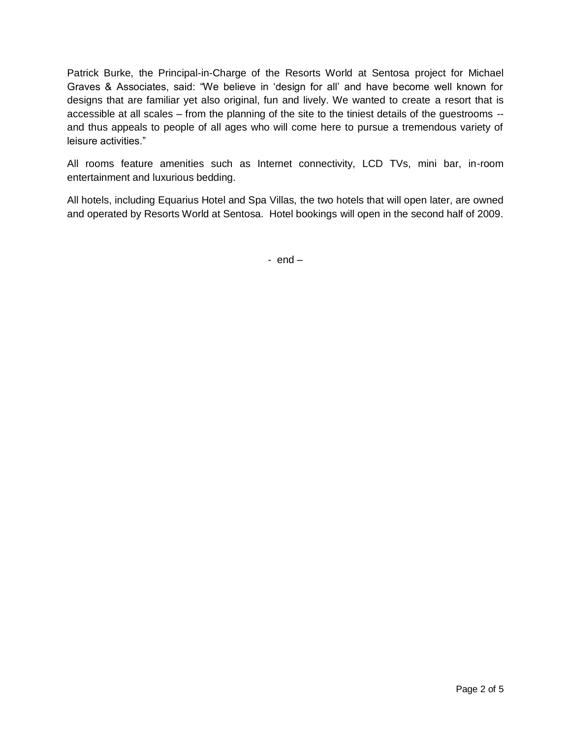Patrick Burke, the Principal-in-Charge of the Resorts World at Sentosa project for Michael Graves & Associates, said: "We believe in 'design for all' and have become well known for designs that are familiar yet also original, fun and lively. We wanted to create a resort that is accessible at all scales – from the planning of the site to the tiniest details of the guestrooms -- and thus appeals to people of all ages who will come here to pursue a tremendous variety of leisure activities."

All rooms feature amenities such as Internet connectivity, LCD TVs, mini bar, in-room entertainment and luxurious bedding.

All hotels, including Equarius Hotel and Spa Villas, the two hotels that will open later, are owned and operated by Resorts World at Sentosa. Hotel bookings will open in the second half of 2009.

- end –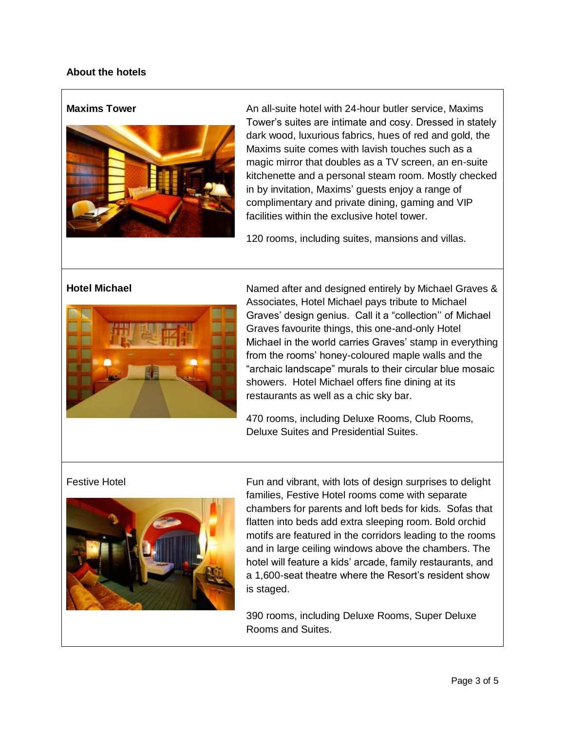**About the hotels**

**Maxims Tower**

An all-suite hotel with 24-hour butler service, Maxims Tower's suites are intimate and cosy. Dressed in stately dark wood, luxurious fabrics, hues of red and gold, the Maxims suite comes with lavish touches such as a magic mirror that doubles as a TV screen, an en-suite kitchenette and a personal steam room. Mostly checked in by invitation, Maxims' guests enjoy a range of complimentary and private dining, gaming and VIP facilities within the exclusive hotel tower.

120 rooms, including suites, mansions and villas.

**Hotel Michael**

Named after and designed entirely by Michael Graves & Associates, Hotel Michael pays tribute to Michael Graves' design genius. Call it a "collection'' of Michael Graves favourite things, this one-and-only Hotel Michael in the world carries Graves' stamp in everything from the rooms' honey-coloured maple walls and the "archaic landscape" murals to their circular blue mosaic showers. Hotel Michael offers fine dining at its restaurants as well as a chic sky bar.

470 rooms, including Deluxe Rooms, Club Rooms, Deluxe Suites and Presidential Suites.

Festive Hotel

Fun and vibrant, with lots of design surprises to delight families, Festive Hotel rooms come with separate chambers for parents and loft beds for kids. Sofas that flatten into beds add extra sleeping room. Bold orchid motifs are featured in the corridors leading to the rooms and in large ceiling windows above the chambers. The hotel will feature a kids' arcade, family restaurants, and a 1,600-seat theatre where the Resort's resident show is staged.

390 rooms, including Deluxe Rooms, Super Deluxe Rooms and Suites.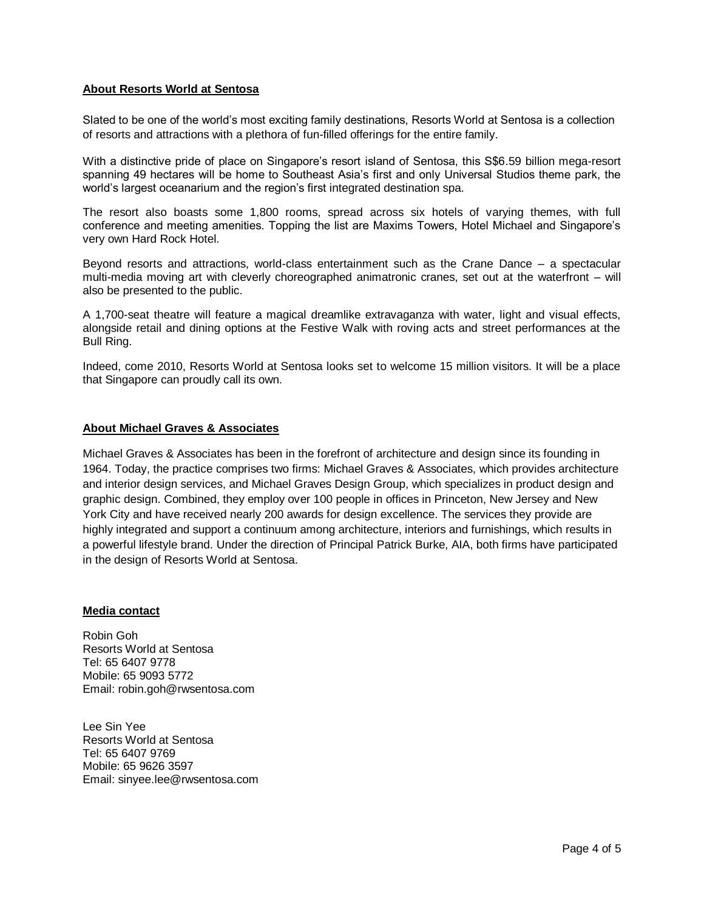## About Resorts World at Sentosa

Slated to be one of the world's most exciting family destinations, Resorts World at Sentosa is a collection of resorts and attractions with a plethora of fun-filled offerings for the entire family.

With a distinctive pride of place on Singapore's resort island of Sentosa, this S$6.59 billion mega-resort spanning 49 hectares will be home to Southeast Asia's first and only Universal Studios theme park, the world's largest oceanarium and the region's first integrated destination spa.

The resort also boasts some 1,800 rooms, spread across six hotels of varying themes, with full conference and meeting amenities. Topping the list are Maxims Towers, Hotel Michael and Singapore's very own Hard Rock Hotel.

Beyond resorts and attractions, world-class entertainment such as the Crane Dance – a spectacular multi-media moving art with cleverly choreographed animatronic cranes, set out at the waterfront – will also be presented to the public.

A 1,700-seat theatre will feature a magical dreamlike extravaganza with water, light and visual effects, alongside retail and dining options at the Festive Walk with roving acts and street performances at the Bull Ring.

Indeed, come 2010, Resorts World at Sentosa looks set to welcome 15 million visitors. It will be a place that Singapore can proudly call its own.

## About Michael Graves & Associates

Michael Graves & Associates has been in the forefront of architecture and design since its founding in 1964. Today, the practice comprises two firms: Michael Graves & Associates, which provides architecture and interior design services, and Michael Graves Design Group, which specializes in product design and graphic design. Combined, they employ over 100 people in offices in Princeton, New Jersey and New York City and have received nearly 200 awards for design excellence. The services they provide are highly integrated and support a continuum among architecture, interiors and furnishings, which results in a powerful lifestyle brand. Under the direction of Principal Patrick Burke, AIA, both firms have participated in the design of Resorts World at Sentosa.

## Media contact

Robin Goh
Resorts World at Sentosa
Tel: 65 6407 9778
Mobile: 65 9093 5772
Email: robin.goh@rwsentosa.com

Lee Sin Yee
Resorts World at Sentosa
Tel: 65 6407 9769
Mobile: 65 9626 3597
Email: sinyee.lee@rwsentosa.com